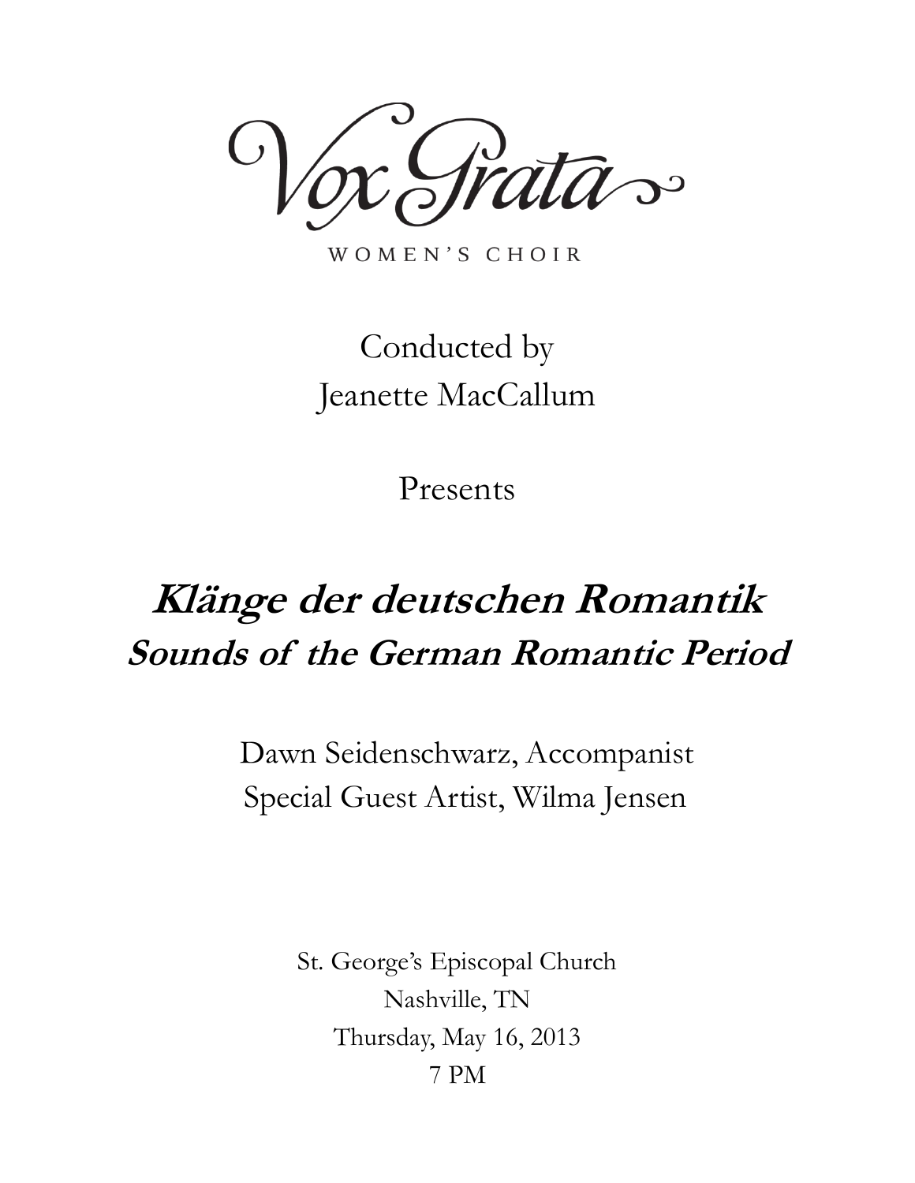# Vox Grata

WOMEN'S CHOIR

Conducted by
Jeanette MacCallum

Presents

## ***Klänge der deutschen Romantik***
## ***Sounds of the German Romantic Period***

Dawn Seidenschwarz, Accompanist
Special Guest Artist, Wilma Jensen

St. George's Episcopal Church
Nashville, TN
Thursday, May 16, 2013
7 PM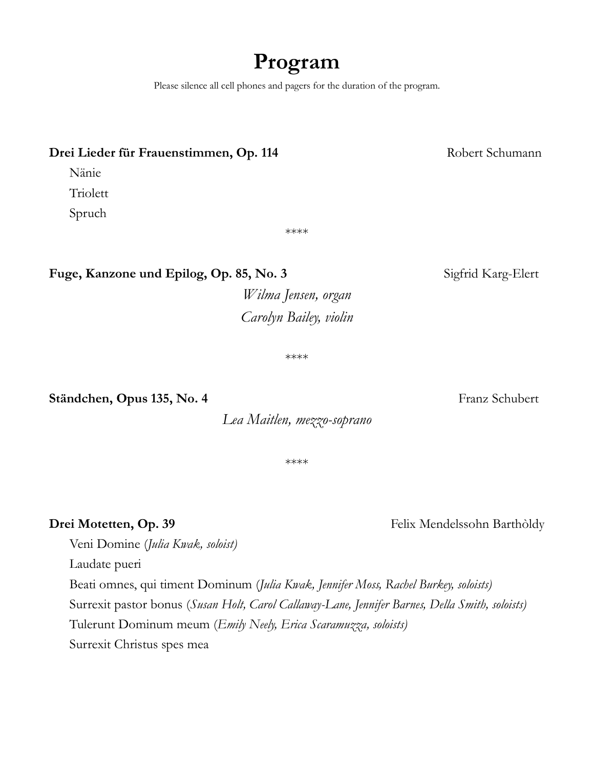# Program

Please silence all cell phones and pagers for the duration of the program.

**Drei Lieder für Frauenstimmen, Op. 114** Robert Schumann

Nänie

Triolett

Spruch

****

**Fuge, Kanzone und Epilog, Op. 85, No. 3** Sigfrid Karg-Elert

*Wilma Jensen, organ*

*Carolyn Bailey, violin*

****

**Ständchen, Opus 135, No. 4** Franz Schubert

*Lea Maitlen, mezzo-soprano*

****

**Drei Motetten, Op. 39** Felix Mendelssohn Barthòldy

Veni Domine (*Julia Kwak, soloist)*

Laudate pueri

Beati omnes, qui timent Dominum (*Julia Kwak, Jennifer Moss, Rachel Burkey, soloists)*

Surrexit pastor bonus (*Susan Holt, Carol Callaway-Lane, Jennifer Barnes, Della Smith, soloists)*

Tulerunt Dominum meum (*Emily Neely, Erica Scaramuzza, soloists)*

Surrexit Christus spes mea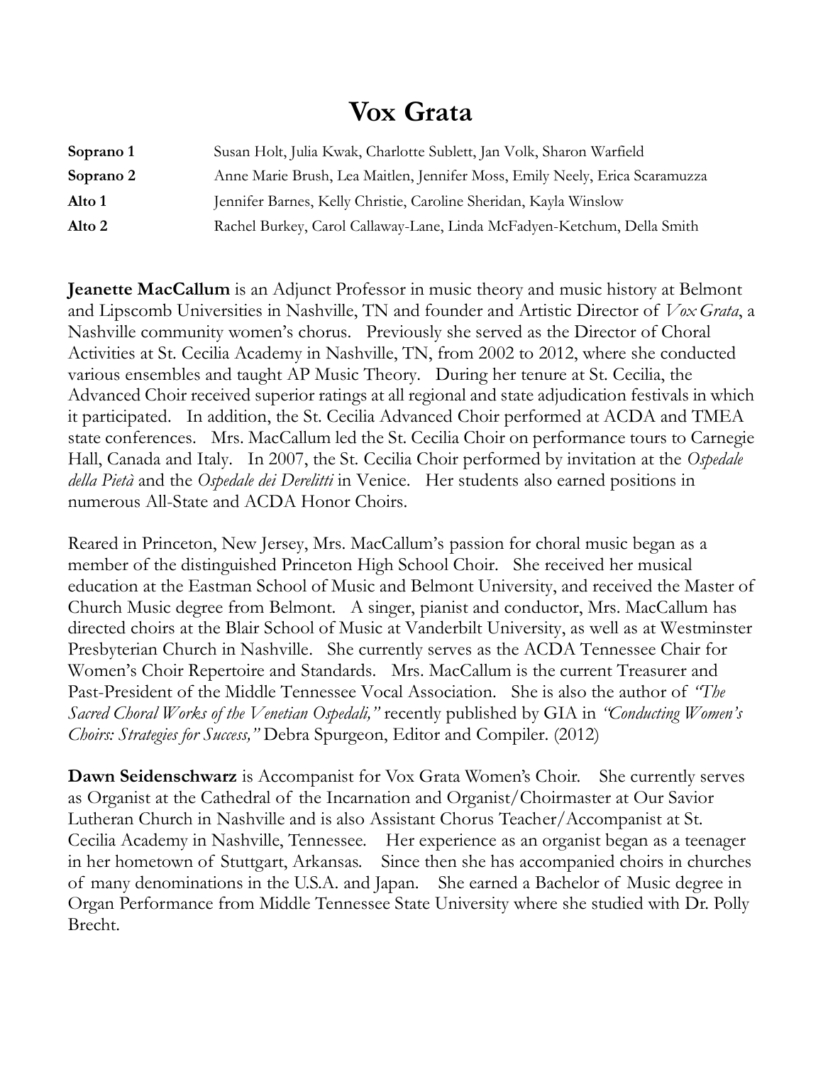# Vox Grata

| | |
|---|---|
| **Soprano 1** | Susan Holt, Julia Kwak, Charlotte Sublett, Jan Volk, Sharon Warfield |
| **Soprano 2** | Anne Marie Brush, Lea Maitlen, Jennifer Moss, Emily Neely, Erica Scaramuzza |
| **Alto 1** | Jennifer Barnes, Kelly Christie, Caroline Sheridan, Kayla Winslow |
| **Alto 2** | Rachel Burkey, Carol Callaway-Lane, Linda McFadyen-Ketchum, Della Smith |

**Jeanette MacCallum** is an Adjunct Professor in music theory and music history at Belmont and Lipscomb Universities in Nashville, TN and founder and Artistic Director of *Vox Grata*, a Nashville community women's chorus. Previously she served as the Director of Choral Activities at St. Cecilia Academy in Nashville, TN, from 2002 to 2012, where she conducted various ensembles and taught AP Music Theory. During her tenure at St. Cecilia, the Advanced Choir received superior ratings at all regional and state adjudication festivals in which it participated. In addition, the St. Cecilia Advanced Choir performed at ACDA and TMEA state conferences. Mrs. MacCallum led the St. Cecilia Choir on performance tours to Carnegie Hall, Canada and Italy. In 2007, the St. Cecilia Choir performed by invitation at the *Ospedale della Pietà* and the *Ospedale dei Derelitti* in Venice. Her students also earned positions in numerous All-State and ACDA Honor Choirs.

Reared in Princeton, New Jersey, Mrs. MacCallum's passion for choral music began as a member of the distinguished Princeton High School Choir. She received her musical education at the Eastman School of Music and Belmont University, and received the Master of Church Music degree from Belmont. A singer, pianist and conductor, Mrs. MacCallum has directed choirs at the Blair School of Music at Vanderbilt University, as well as at Westminster Presbyterian Church in Nashville. She currently serves as the ACDA Tennessee Chair for Women's Choir Repertoire and Standards. Mrs. MacCallum is the current Treasurer and Past-President of the Middle Tennessee Vocal Association. She is also the author of *"The Sacred Choral Works of the Venetian Ospedali,"* recently published by GIA in *"Conducting Women's Choirs: Strategies for Success,"* Debra Spurgeon, Editor and Compiler. (2012)

**Dawn Seidenschwarz** is Accompanist for Vox Grata Women's Choir. She currently serves as Organist at the Cathedral of the Incarnation and Organist/Choirmaster at Our Savior Lutheran Church in Nashville and is also Assistant Chorus Teacher/Accompanist at St. Cecilia Academy in Nashville, Tennessee. Her experience as an organist began as a teenager in her hometown of Stuttgart, Arkansas. Since then she has accompanied choirs in churches of many denominations in the U.S.A. and Japan. She earned a Bachelor of Music degree in Organ Performance from Middle Tennessee State University where she studied with Dr. Polly Brecht.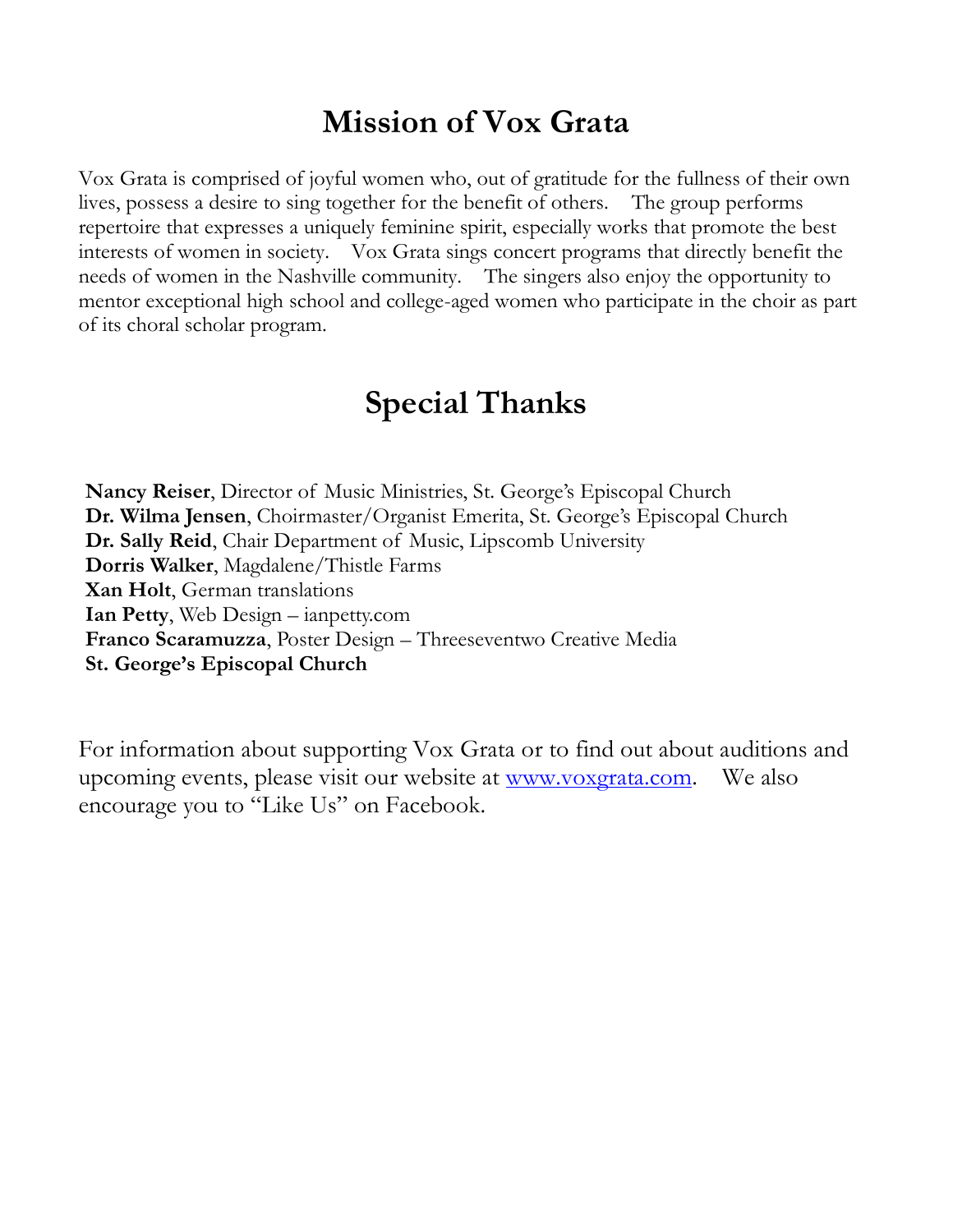# Mission of Vox Grata

Vox Grata is comprised of joyful women who, out of gratitude for the fullness of their own lives, possess a desire to sing together for the benefit of others. The group performs repertoire that expresses a uniquely feminine spirit, especially works that promote the best interests of women in society. Vox Grata sings concert programs that directly benefit the needs of women in the Nashville community. The singers also enjoy the opportunity to mentor exceptional high school and college-aged women who participate in the choir as part of its choral scholar program.

# Special Thanks

**Nancy Reiser**, Director of Music Ministries, St. George's Episcopal Church
**Dr. Wilma Jensen**, Choirmaster/Organist Emerita, St. George's Episcopal Church
**Dr. Sally Reid**, Chair Department of Music, Lipscomb University
**Dorris Walker**, Magdalene/Thistle Farms
**Xan Holt**, German translations
**Ian Petty**, Web Design – ianpetty.com
**Franco Scaramuzza**, Poster Design – Threeseventwo Creative Media
**St. George's Episcopal Church**

For information about supporting Vox Grata or to find out about auditions and upcoming events, please visit our website at [www.voxgrata.com](http://www.voxgrata.com). We also encourage you to "Like Us" on Facebook.